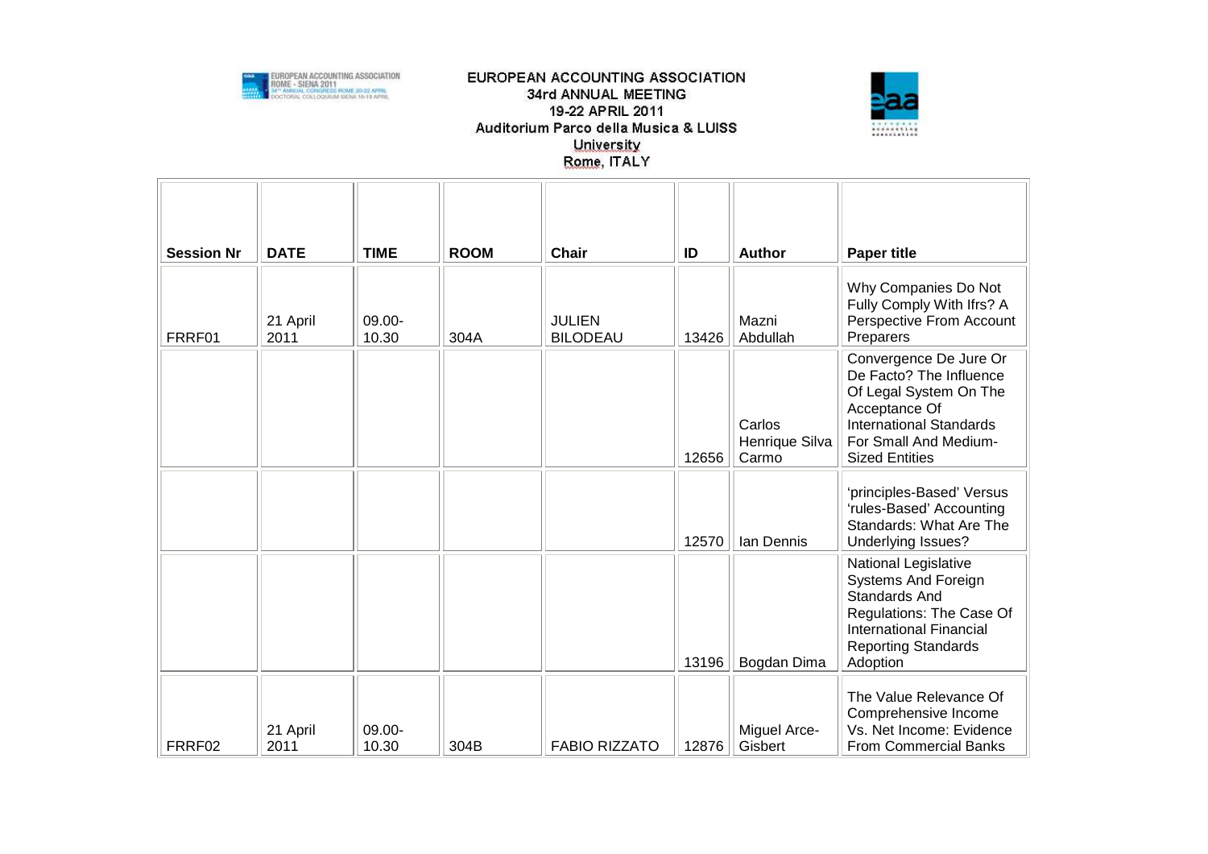EUROPEAN ACCOUNTING ASSOCIATION
34rd ANNUAL MEETING
19-22 APRIL 2011
Auditorium Parco della Musica & LUISS University
Rome, ITALY

| Session Nr | DATE | TIME | ROOM | Chair | ID | Author | Paper title |
|---|---|---|---|---|---|---|---|
| FRRF01 | 21 April 2011 | 09.00-10.30 | 304A | JULIEN BILODEAU | 13426 | Mazni Abdullah | Why Companies Do Not Fully Comply With Ifrs? A Perspective From Account Preparers |
| | | | | | 12656 | Carlos Henrique Silva Carmo | Convergence De Jure Or De Facto? The Influence Of Legal System On The Acceptance Of International Standards For Small And Medium-Sized Entities |
| | | | | | 12570 | Ian Dennis | 'principles-Based' Versus 'rules-Based' Accounting Standards: What Are The Underlying Issues? |
| | | | | | 13196 | Bogdan Dima | National Legislative Systems And Foreign Standards And Regulations: The Case Of International Financial Reporting Standards Adoption |
| FRRF02 | 21 April 2011 | 09.00-10.30 | 304B | FABIO RIZZATO | 12876 | Miguel Arce-Gisbert | The Value Relevance Of Comprehensive Income Vs. Net Income: Evidence From Commercial Banks |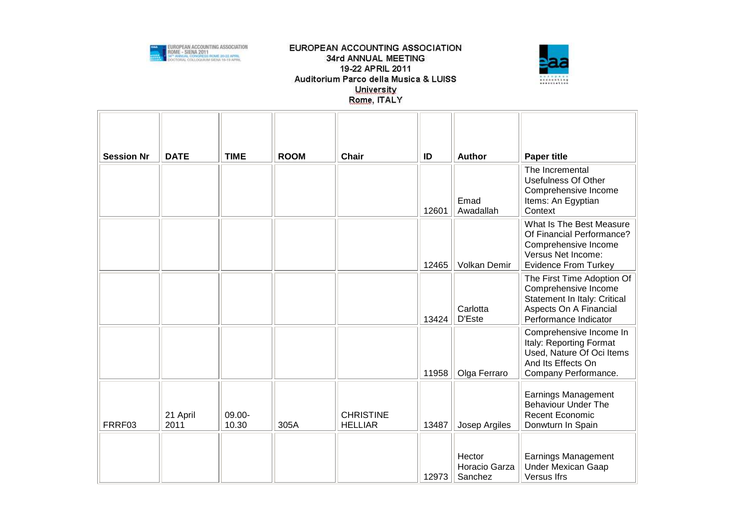| Session Nr | DATE | TIME | ROOM | Chair | ID | Author | Paper title |
|---|---|---|---|---|---|---|---|
| | | | | | 12601 | Emad Awadallah | The Incremental Usefulness Of Other Comprehensive Income Items: An Egyptian Context |
| | | | | | 12465 | Volkan Demir | What Is The Best Measure Of Financial Performance? Comprehensive Income Versus Net Income: Evidence From Turkey |
| | | | | | 13424 | Carlotta D'Este | The First Time Adoption Of Comprehensive Income Statement In Italy: Critical Aspects On A Financial Performance Indicator |
| | | | | | 11958 | Olga Ferraro | Comprehensive Income In Italy: Reporting Format Used, Nature Of Oci Items And Its Effects On Company Performance. |
| FRRF03 | 21 April 2011 | 09.00-10.30 | 305A | CHRISTINE HELLIAR | 13487 | Josep Argiles | Earnings Management Behaviour Under The Recent Economic Donwturn In Spain |
| | | | | | 12973 | Hector Horacio Garza Sanchez | Earnings Management Under Mexican Gaap Versus Ifrs |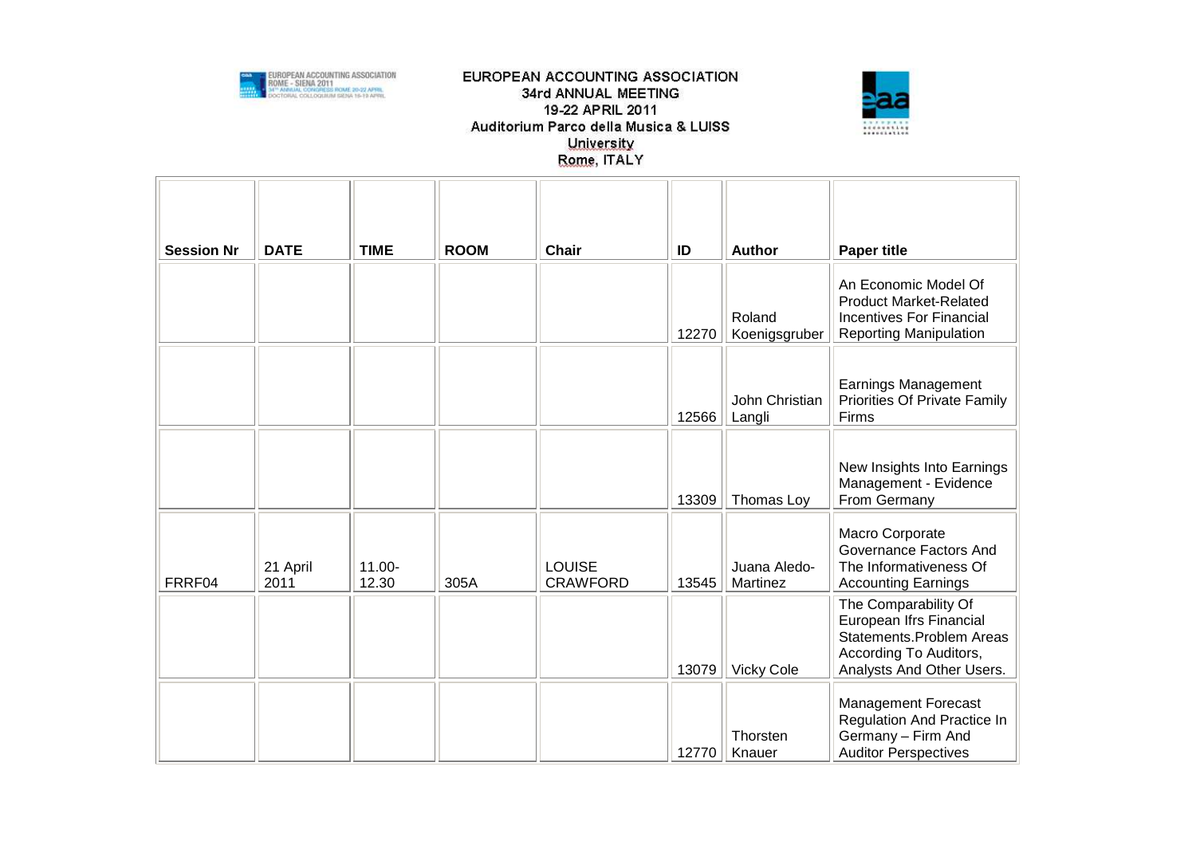| Session Nr | DATE | TIME | ROOM | Chair | ID | Author | Paper title |
|---|---|---|---|---|---|---|---|
| | | | | | 12270 | Roland Koenigsgruber | An Economic Model Of Product Market-Related Incentives For Financial Reporting Manipulation |
| | | | | | 12566 | John Christian Langli | Earnings Management Priorities Of Private Family Firms |
| | | | | | 13309 | Thomas Loy | New Insights Into Earnings Management - Evidence From Germany |
| FRRF04 | 21 April 2011 | 11.00-12.30 | 305A | LOUISE CRAWFORD | 13545 | Juana Aledo-Martinez | Macro Corporate Governance Factors And The Informativeness Of Accounting Earnings |
| | | | | | 13079 | Vicky Cole | The Comparability Of European Ifrs Financial Statements.Problem Areas According To Auditors, Analysts And Other Users. |
| | | | | | 12770 | Thorsten Knauer | Management Forecast Regulation And Practice In Germany – Firm And Auditor Perspectives |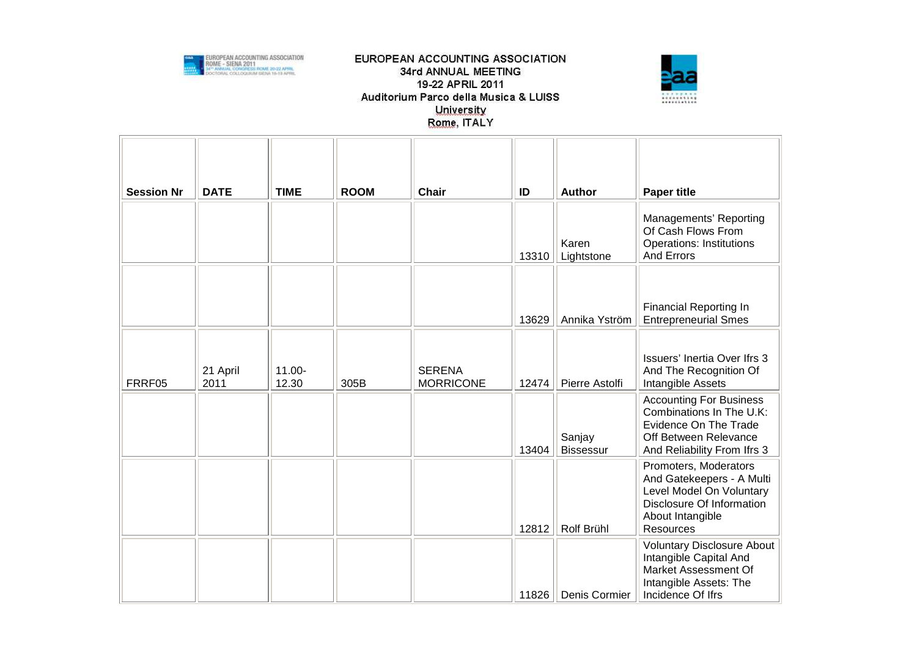EUROPEAN ACCOUNTING ASSOCIATION
34rd ANNUAL MEETING
19-22 APRIL 2011
Auditorium Parco della Musica & LUISS University
Rome, ITALY

| Session Nr | DATE | TIME | ROOM | Chair | ID | Author | Paper title |
|---|---|---|---|---|---|---|---|
| | | | | | 13310 | Karen Lightstone | Managements' Reporting Of Cash Flows From Operations: Institutions And Errors |
| | | | | | 13629 | Annika Yström | Financial Reporting In Entrepreneurial Smes |
| FRRF05 | 21 April 2011 | 11.00-12.30 | 305B | SERENA MORRICONE | 12474 | Pierre Astolfi | Issuers' Inertia Over Ifrs 3 And The Recognition Of Intangible Assets |
| | | | | | 13404 | Sanjay Bissessur | Accounting For Business Combinations In The U.K: Evidence On The Trade Off Between Relevance And Reliability From Ifrs 3 |
| | | | | | 12812 | Rolf Brühl | Promoters, Moderators And Gatekeepers - A Multi Level Model On Voluntary Disclosure Of Information About Intangible Resources |
| | | | | | 11826 | Denis Cormier | Voluntary Disclosure About Intangible Capital And Market Assessment Of Intangible Assets: The Incidence Of Ifrs |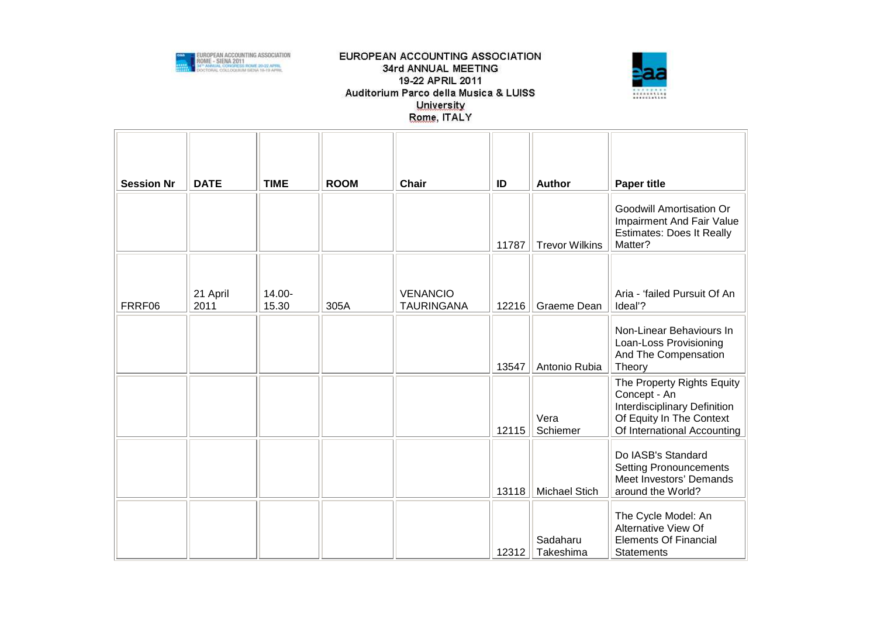| Session Nr | DATE | TIME | ROOM | Chair | ID | Author | Paper title |
|---|---|---|---|---|---|---|---|
| | | | | | 11787 | Trevor Wilkins | Goodwill Amortisation Or Impairment And Fair Value Estimates: Does It Really Matter? |
| FRRF06 | 21 April 2011 | 14.00-15.30 | 305A | VENANCIO TAURINGANA | 12216 | Graeme Dean | Aria - 'failed Pursuit Of An Ideal'? |
| | | | | | 13547 | Antonio Rubia | Non-Linear Behaviours In Loan-Loss Provisioning And The Compensation Theory |
| | | | | | 12115 | Vera Schiemer | The Property Rights Equity Concept - An Interdisciplinary Definition Of Equity In The Context Of International Accounting |
| | | | | | 13118 | Michael Stich | Do IASB's Standard Setting Pronouncements Meet Investors' Demands around the World? |
| | | | | | 12312 | Sadaharu Takeshima | The Cycle Model: An Alternative View Of Elements Of Financial Statements |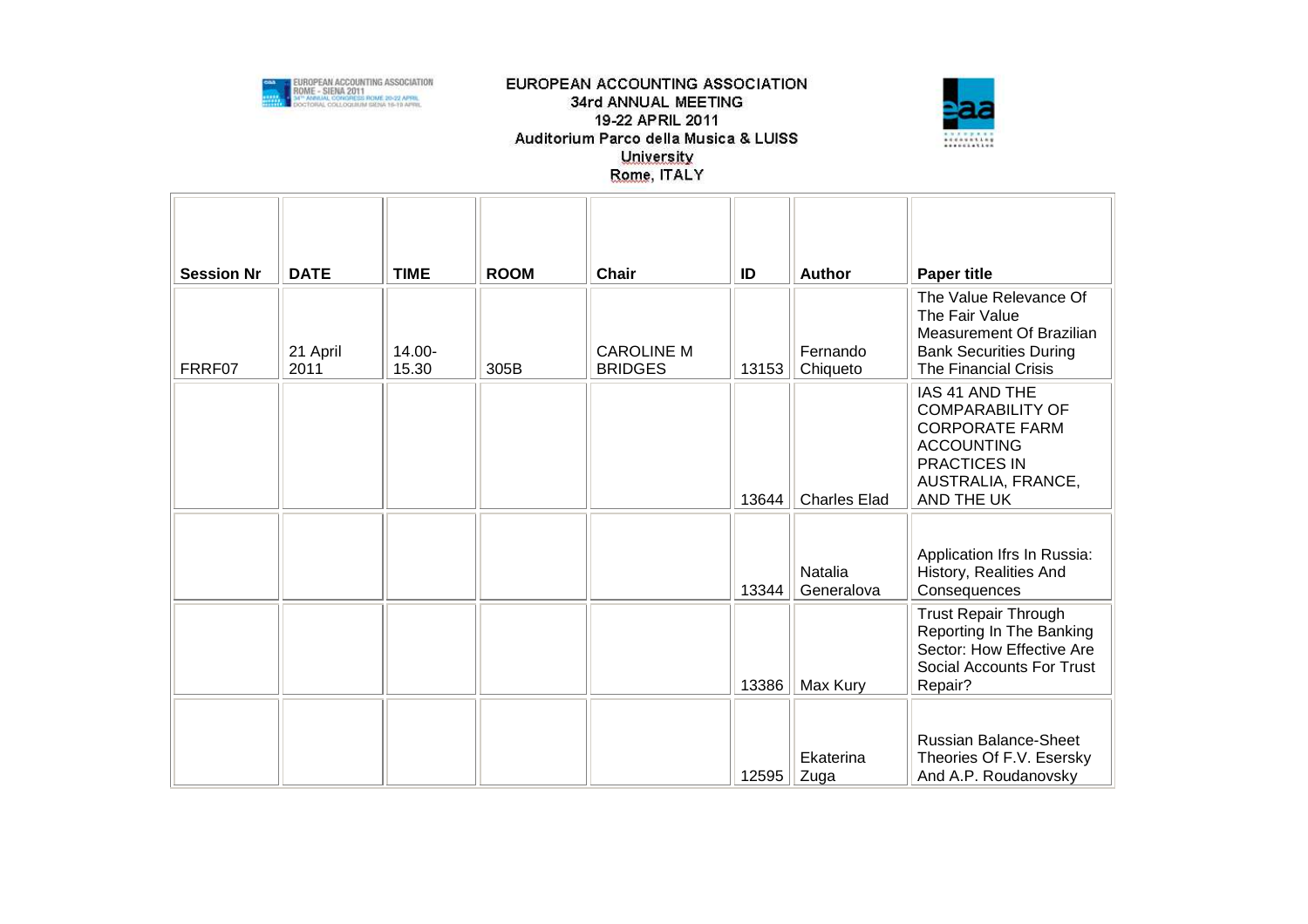EUROPEAN ACCOUNTING ASSOCIATION
34rd ANNUAL MEETING
19-22 APRIL 2011
Auditorium Parco della Musica & LUISS University
Rome, ITALY

| Session Nr | DATE | TIME | ROOM | Chair | ID | Author | Paper title |
|---|---|---|---|---|---|---|---|
| FRRF07 | 21 April 2011 | 14.00-15.30 | 305B | CAROLINE M BRIDGES | 13153 | Fernando Chiqueto | The Value Relevance Of The Fair Value Measurement Of Brazilian Bank Securities During The Financial Crisis |
| | | | | | 13644 | Charles Elad | IAS 41 AND THE COMPARABILITY OF CORPORATE FARM ACCOUNTING PRACTICES IN AUSTRALIA, FRANCE, AND THE UK |
| | | | | | 13344 | Natalia Generalova | Application Ifrs In Russia: History, Realities And Consequences |
| | | | | | 13386 | Max Kury | Trust Repair Through Reporting In The Banking Sector: How Effective Are Social Accounts For Trust Repair? |
| | | | | | 12595 | Ekaterina Zuga | Russian Balance-Sheet Theories Of F.V. Esersky And A.P. Roudanovsky |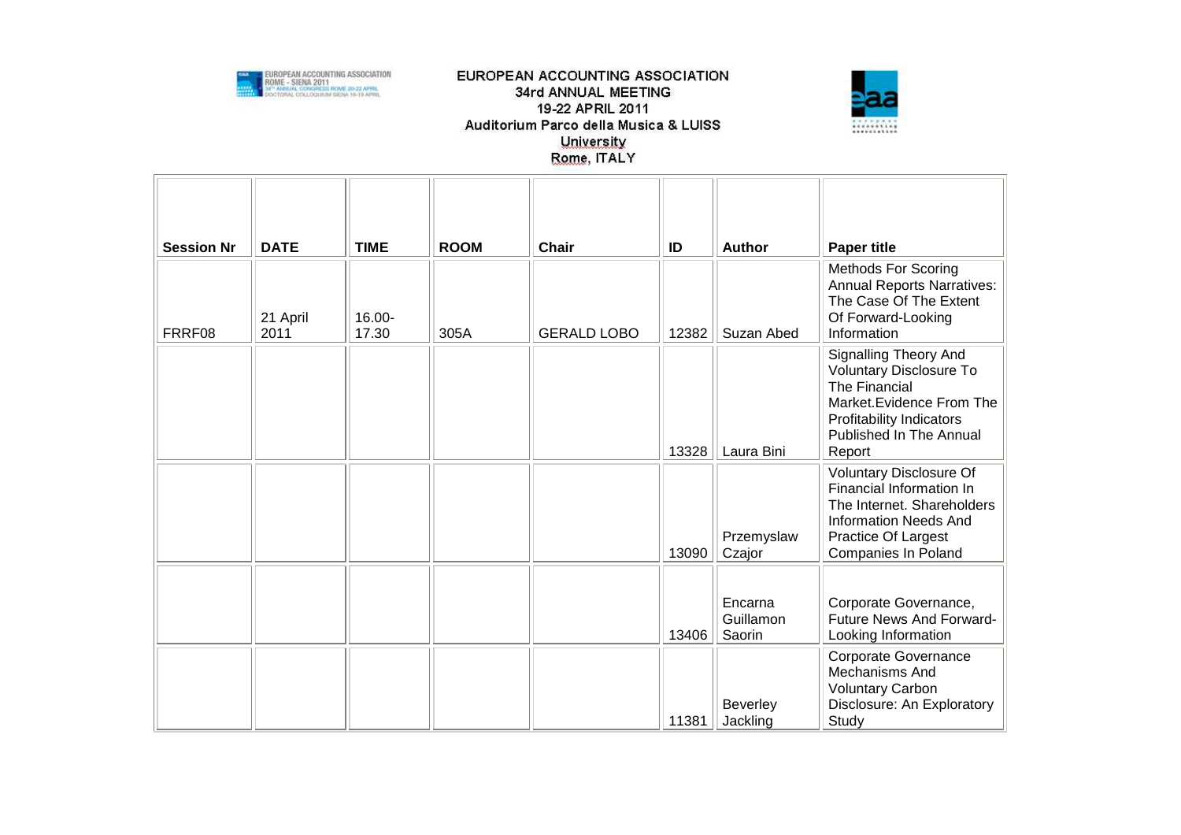EUROPEAN ACCOUNTING ASSOCIATION
34rd ANNUAL MEETING
19-22 APRIL 2011
Auditorium Parco della Musica & LUISS University
Rome, ITALY

| Session Nr | DATE | TIME | ROOM | Chair | ID | Author | Paper title |
|---|---|---|---|---|---|---|---|
| FRRF08 | 21 April 2011 | 16.00-17.30 | 305A | GERALD LOBO | 12382 | Suzan Abed | Methods For Scoring Annual Reports Narratives: The Case Of The Extent Of Forward-Looking Information |
| | | | | | 13328 | Laura Bini | Signalling Theory And Voluntary Disclosure To The Financial Market.Evidence From The Profitability Indicators Published In The Annual Report |
| | | | | | 13090 | Przemyslaw Czajor | Voluntary Disclosure Of Financial Information In The Internet. Shareholders Information Needs And Practice Of Largest Companies In Poland |
| | | | | | 13406 | Encarna Guillamon Saorin | Corporate Governance, Future News And Forward-Looking Information |
| | | | | | 11381 | Beverley Jackling | Corporate Governance Mechanisms And Voluntary Carbon Disclosure: An Exploratory Study |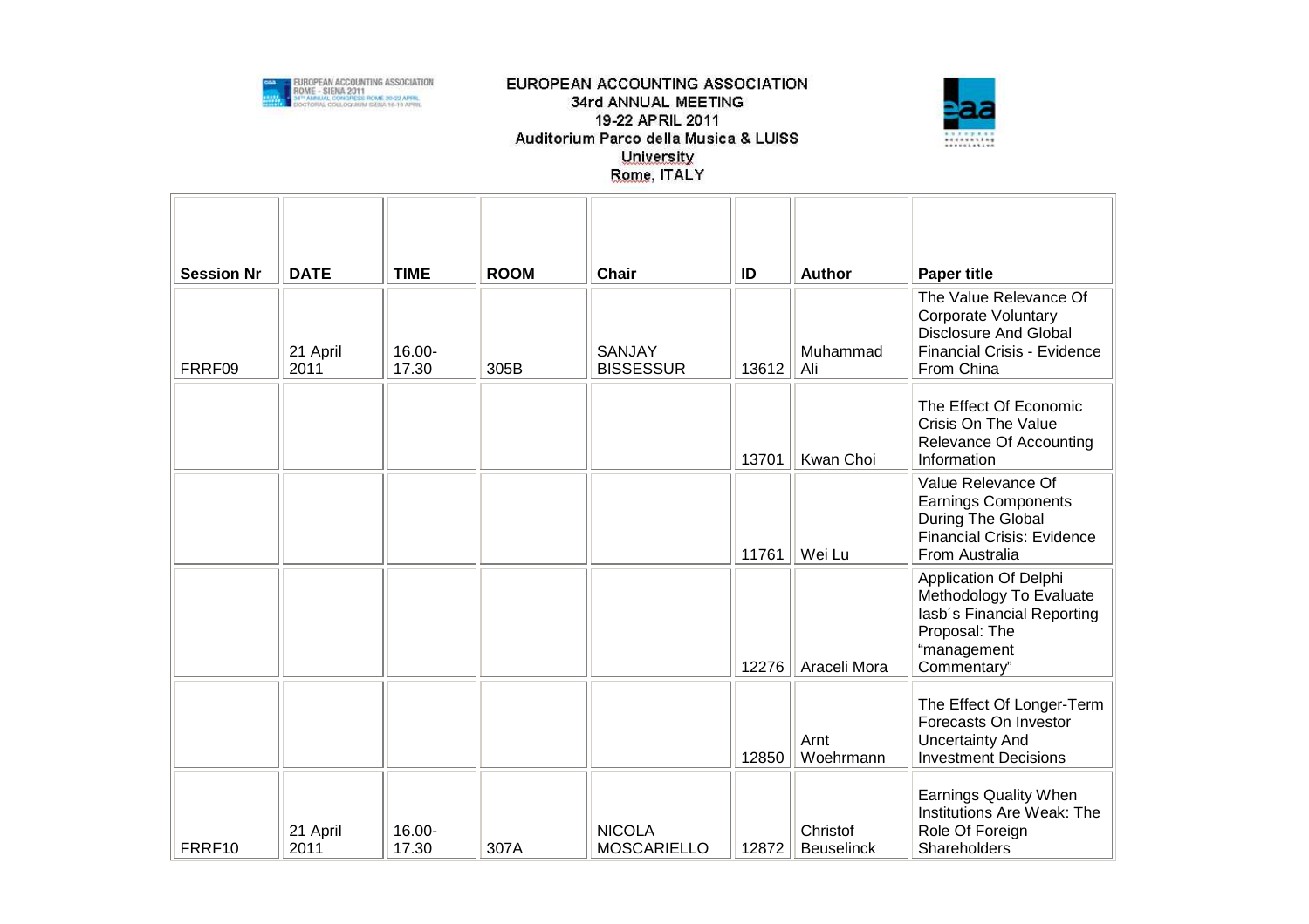EUROPEAN ACCOUNTING ASSOCIATION
34rd ANNUAL MEETING
19-22 APRIL 2011
Auditorium Parco della Musica & LUISS University
Rome, ITALY

| Session Nr | DATE | TIME | ROOM | Chair | ID | Author | Paper title |
|---|---|---|---|---|---|---|---|
| FRRF09 | 21 April 2011 | 16.00-17.30 | 305B | SANJAY BISSESSUR | 13612 | Muhammad Ali | The Value Relevance Of Corporate Voluntary Disclosure And Global Financial Crisis - Evidence From China |
| | | | | | 13701 | Kwan Choi | The Effect Of Economic Crisis On The Value Relevance Of Accounting Information |
| | | | | | 11761 | Wei Lu | Value Relevance Of Earnings Components During The Global Financial Crisis: Evidence From Australia |
| | | | | | 12276 | Araceli Mora | Application Of Delphi Methodology To Evaluate Iasb´s Financial Reporting Proposal: The "management Commentary" |
| | | | | | 12850 | Arnt Woehrmann | The Effect Of Longer-Term Forecasts On Investor Uncertainty And Investment Decisions |
| FRRF10 | 21 April 2011 | 16.00-17.30 | 307A | NICOLA MOSCARIELLO | 12872 | Christof Beuselinck | Earnings Quality When Institutions Are Weak: The Role Of Foreign Shareholders |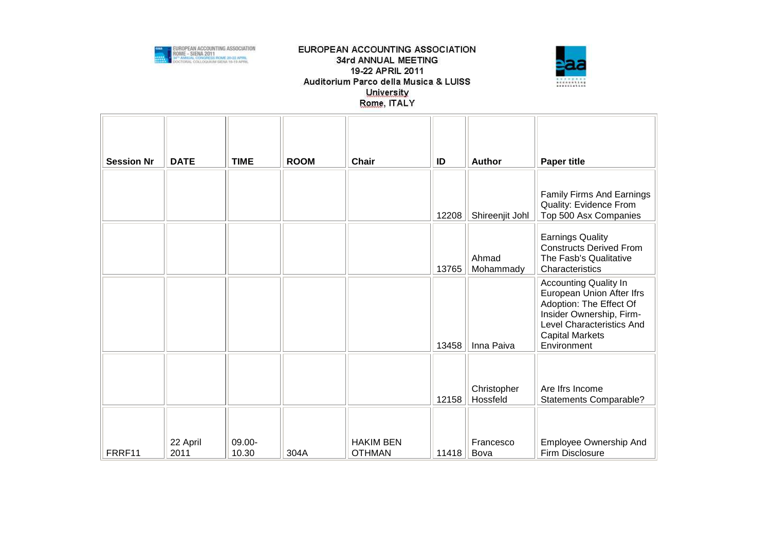| Session Nr | DATE | TIME | ROOM | Chair | ID | Author | Paper title |
|---|---|---|---|---|---|---|---|
| | | | | | 12208 | Shireenjit Johl | Family Firms And Earnings Quality: Evidence From Top 500 Asx Companies |
| | | | | | 13765 | Ahmad Mohammady | Earnings Quality Constructs Derived From The Fasb's Qualitative Characteristics |
| | | | | | 13458 | Inna Paiva | Accounting Quality In European Union After Ifrs Adoption: The Effect Of Insider Ownership, Firm-Level Characteristics And Capital Markets Environment |
| | | | | | 12158 | Christopher Hossfeld | Are Ifrs Income Statements Comparable? |
| FRRF11 | 22 April 2011 | 09.00-10.30 | 304A | HAKIM BEN OTHMAN | 11418 | Francesco Bova | Employee Ownership And Firm Disclosure |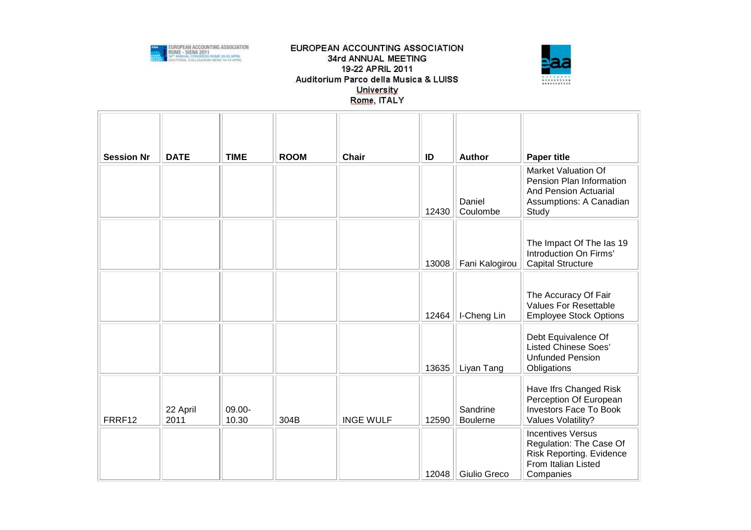EUROPEAN ACCOUNTING ASSOCIATION
34rd ANNUAL MEETING
19-22 APRIL 2011
Auditorium Parco della Musica & LUISS University
Rome, ITALY

| Session Nr | DATE | TIME | ROOM | Chair | ID | Author | Paper title |
|---|---|---|---|---|---|---|---|
| | | | | | 12430 | Daniel Coulombe | Market Valuation Of Pension Plan Information And Pension Actuarial Assumptions: A Canadian Study |
| | | | | | 13008 | Fani Kalogirou | The Impact Of The Ias 19 Introduction On Firms' Capital Structure |
| | | | | | 12464 | I-Cheng Lin | The Accuracy Of Fair Values For Resettable Employee Stock Options |
| | | | | | 13635 | Liyan Tang | Debt Equivalence Of Listed Chinese Soes' Unfunded Pension Obligations |
| FRRF12 | 22 April 2011 | 09.00-10.30 | 304B | INGE WULF | 12590 | Sandrine Boulerne | Have Ifrs Changed Risk Perception Of European Investors Face To Book Values Volatility? |
| | | | | | 12048 | Giulio Greco | Incentives Versus Regulation: The Case Of Risk Reporting. Evidence From Italian Listed Companies |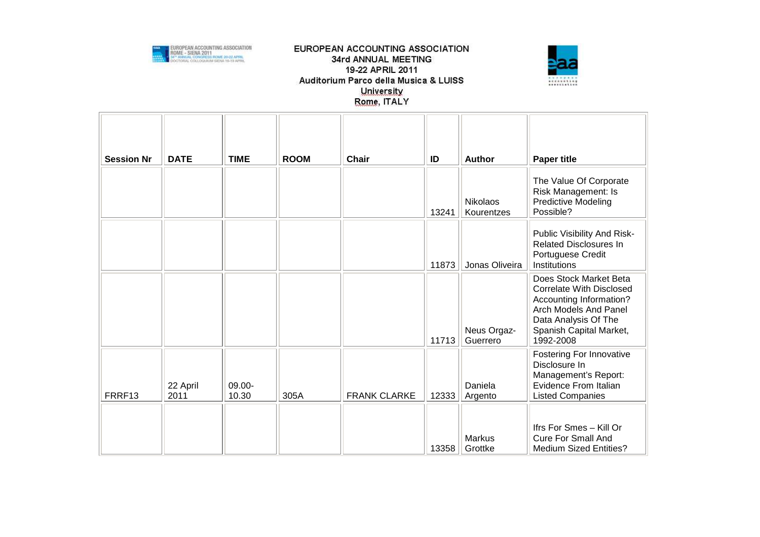# EUROPEAN ACCOUNTING ASSOCIATION
## 34rd ANNUAL MEETING
## 19-22 APRIL 2011
## Auditorium Parco della Musica & LUISS University
## Rome, ITALY

| Session Nr | DATE | TIME | ROOM | Chair | ID | Author | Paper title |
|---|---|---|---|---|---|---|---|
| | | | | | 13241 | Nikolaos Kourentzes | The Value Of Corporate Risk Management: Is Predictive Modeling Possible? |
| | | | | | 11873 | Jonas Oliveira | Public Visibility And Risk-Related Disclosures In Portuguese Credit Institutions |
| | | | | | 11713 | Neus Orgaz-Guerrero | Does Stock Market Beta Correlate With Disclosed Accounting Information? Arch Models And Panel Data Analysis Of The Spanish Capital Market, 1992-2008 |
| FRRF13 | 22 April 2011 | 09.00-10.30 | 305A | FRANK CLARKE | 12333 | Daniela Argento | Fostering For Innovative Disclosure In Management's Report: Evidence From Italian Listed Companies |
| | | | | | 13358 | Markus Grottke | Ifrs For Smes – Kill Or Cure For Small And Medium Sized Entities? |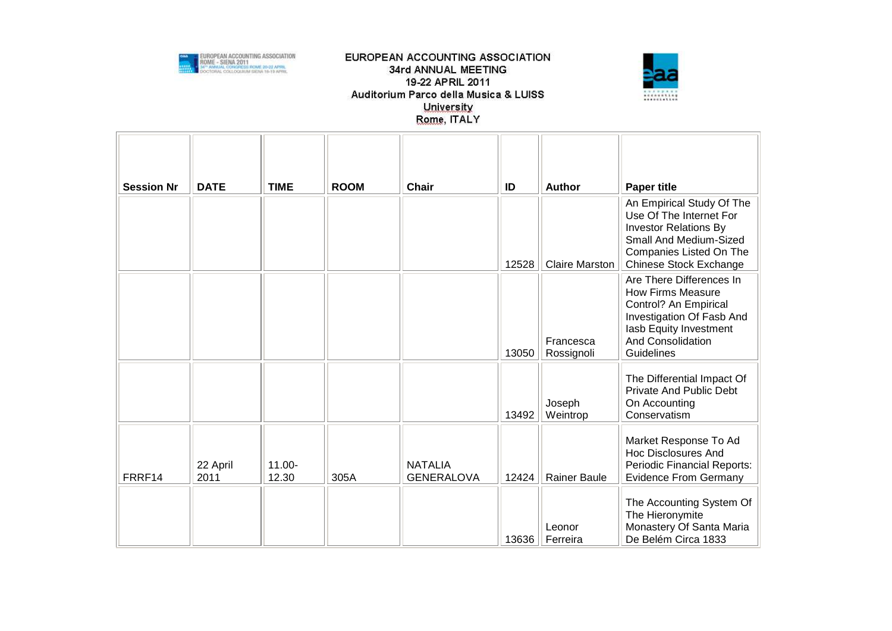EUROPEAN ACCOUNTING ASSOCIATION
34rd ANNUAL MEETING
19-22 APRIL 2011
Auditorium Parco della Musica & LUISS University
Rome, ITALY

| Session Nr | DATE | TIME | ROOM | Chair | ID | Author | Paper title |
|---|---|---|---|---|---|---|---|
| | | | | | 12528 | Claire Marston | An Empirical Study Of The Use Of The Internet For Investor Relations By Small And Medium-Sized Companies Listed On The Chinese Stock Exchange |
| | | | | | 13050 | Francesca Rossignoli | Are There Differences In How Firms Measure Control? An Empirical Investigation Of Fasb And Iasb Equity Investment And Consolidation Guidelines |
| | | | | | 13492 | Joseph Weintrop | The Differential Impact Of Private And Public Debt On Accounting Conservatism |
| FRRF14 | 22 April 2011 | 11.00-12.30 | 305A | NATALIA GENERALOVA | 12424 | Rainer Baule | Market Response To Ad Hoc Disclosures And Periodic Financial Reports: Evidence From Germany |
| | | | | | 13636 | Leonor Ferreira | The Accounting System Of The Hieronymite Monastery Of Santa Maria De Belém Circa 1833 |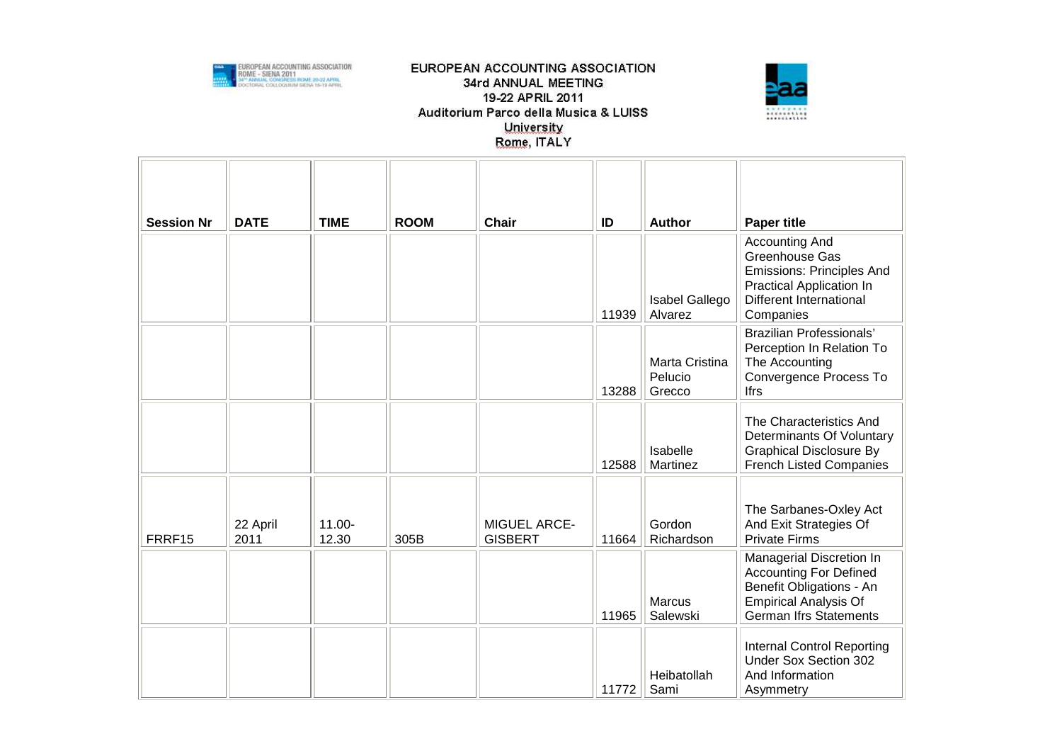| Session Nr | DATE | TIME | ROOM | Chair | ID | Author | Paper title |
|---|---|---|---|---|---|---|---|
| | | | | | 11939 | Isabel Gallego Alvarez | Accounting And Greenhouse Gas Emissions: Principles And Practical Application In Different International Companies |
| | | | | | 13288 | Marta Cristina Pelucio Grecco | Brazilian Professionals' Perception In Relation To The Accounting Convergence Process To Ifrs |
| | | | | | 12588 | Isabelle Martinez | The Characteristics And Determinants Of Voluntary Graphical Disclosure By French Listed Companies |
| FRRF15 | 22 April 2011 | 11.00-12.30 | 305B | MIGUEL ARCE-GISBERT | 11664 | Gordon Richardson | The Sarbanes-Oxley Act And Exit Strategies Of Private Firms |
| | | | | | 11965 | Marcus Salewski | Managerial Discretion In Accounting For Defined Benefit Obligations - An Empirical Analysis Of German Ifrs Statements |
| | | | | | 11772 | Heibatollah Sami | Internal Control Reporting Under Sox Section 302 And Information Asymmetry |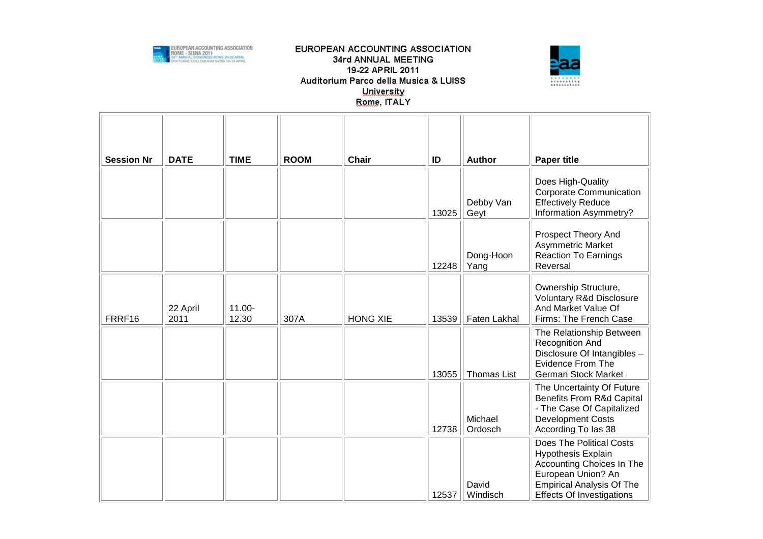EUROPEAN ACCOUNTING ASSOCIATION
34rd ANNUAL MEETING
19-22 APRIL 2011
Auditorium Parco della Musica & LUISS University
Rome, ITALY

| Session Nr | DATE | TIME | ROOM | Chair | ID | Author | Paper title |
|---|---|---|---|---|---|---|---|
| | | | | | 13025 | Debby Van Geyt | Does High-Quality Corporate Communication Effectively Reduce Information Asymmetry? |
| | | | | | 12248 | Dong-Hoon Yang | Prospect Theory And Asymmetric Market Reaction To Earnings Reversal |
| FRRF16 | 22 April 2011 | 11.00-12.30 | 307A | HONG XIE | 13539 | Faten Lakhal | Ownership Structure, Voluntary R&d Disclosure And Market Value Of Firms: The French Case |
| | | | | | 13055 | Thomas List | The Relationship Between Recognition And Disclosure Of Intangibles – Evidence From The German Stock Market |
| | | | | | 12738 | Michael Ordosch | The Uncertainty Of Future Benefits From R&d Capital - The Case Of Capitalized Development Costs According To Ias 38 |
| | | | | | 12537 | David Windisch | Does The Political Costs Hypothesis Explain Accounting Choices In The European Union? An Empirical Analysis Of The Effects Of Investigations |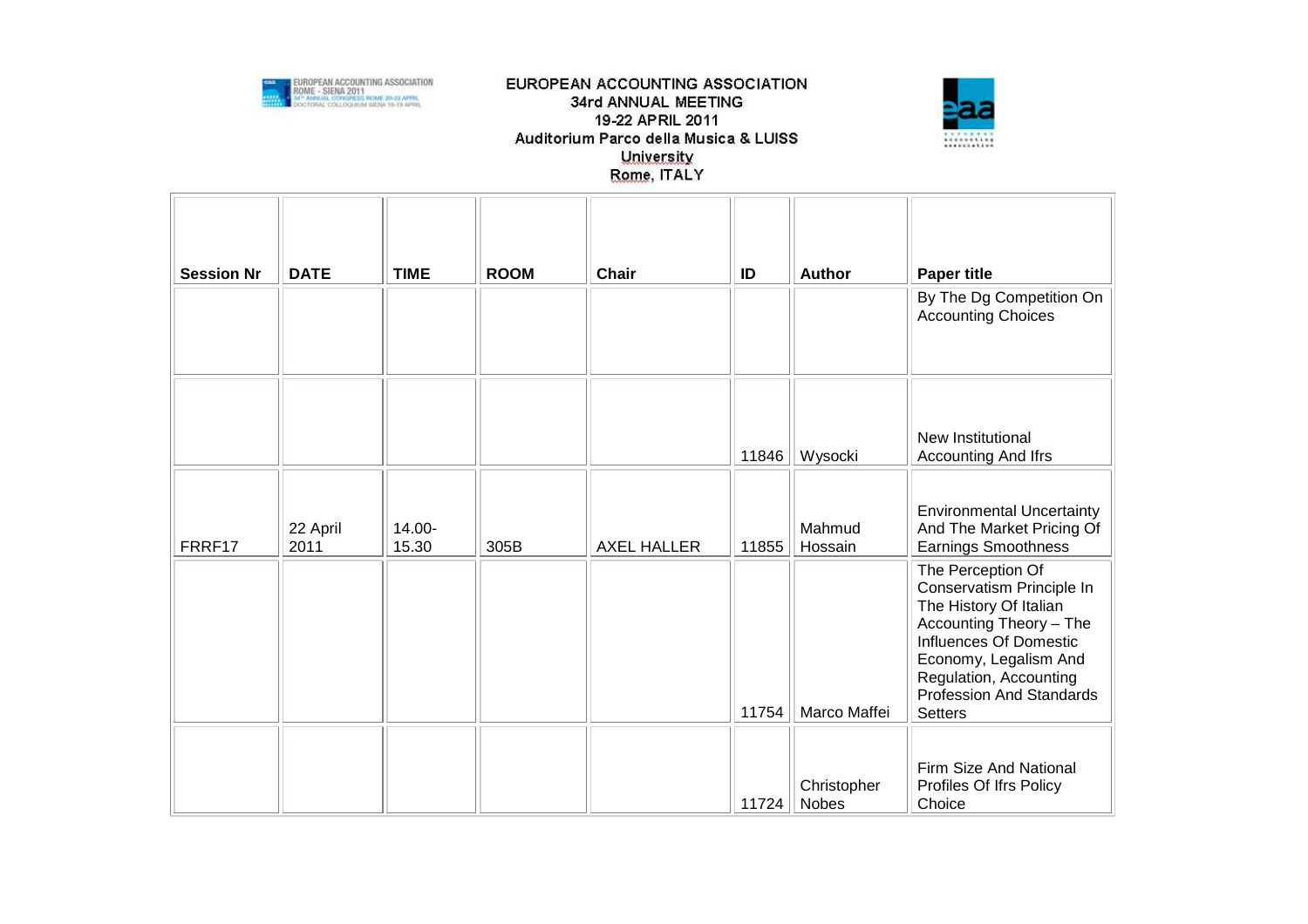EUROPEAN ACCOUNTING ASSOCIATION
34rd ANNUAL MEETING
19-22 APRIL 2011
Auditorium Parco della Musica & LUISS University
Rome, ITALY

| Session Nr | DATE | TIME | ROOM | Chair | ID | Author | Paper title |
|---|---|---|---|---|---|---|---|
| | | | | | | | By The Dg Competition On Accounting Choices |
| | | | | | 11846 | Wysocki | New Institutional Accounting And Ifrs |
| FRRF17 | 22 April 2011 | 14.00-15.30 | 305B | AXEL HALLER | 11855 | Mahmud Hossain | Environmental Uncertainty And The Market Pricing Of Earnings Smoothness |
| | | | | | 11754 | Marco Maffei | The Perception Of Conservatism Principle In The History Of Italian Accounting Theory – The Influences Of Domestic Economy, Legalism And Regulation, Accounting Profession And Standards Setters |
| | | | | | 11724 | Christopher Nobes | Firm Size And National Profiles Of Ifrs Policy Choice |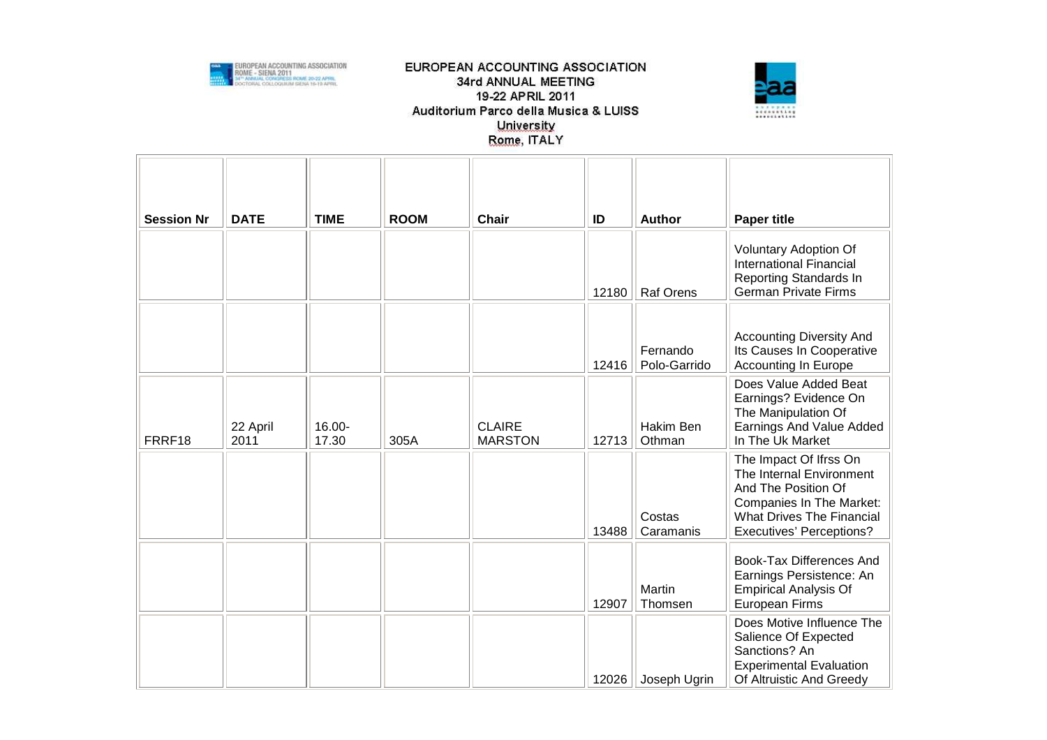EUROPEAN ACCOUNTING ASSOCIATION
34rd ANNUAL MEETING
19-22 APRIL 2011
Auditorium Parco della Musica & LUISS University
Rome, ITALY

| Session Nr | DATE | TIME | ROOM | Chair | ID | Author | Paper title |
|---|---|---|---|---|---|---|---|
| | | | | | 12180 | Raf Orens | Voluntary Adoption Of International Financial Reporting Standards In German Private Firms |
| | | | | | 12416 | Fernando Polo-Garrido | Accounting Diversity And Its Causes In Cooperative Accounting In Europe |
| FRRF18 | 22 April 2011 | 16.00-17.30 | 305A | CLAIRE MARSTON | 12713 | Hakim Ben Othman | Does Value Added Beat Earnings? Evidence On The Manipulation Of Earnings And Value Added In The Uk Market |
| | | | | | 13488 | Costas Caramanis | The Impact Of Ifrss On The Internal Environment And The Position Of Companies In The Market: What Drives The Financial Executives' Perceptions? |
| | | | | | 12907 | Martin Thomsen | Book-Tax Differences And Earnings Persistence: An Empirical Analysis Of European Firms |
| | | | | | 12026 | Joseph Ugrin | Does Motive Influence The Salience Of Expected Sanctions? An Experimental Evaluation Of Altruistic And Greedy |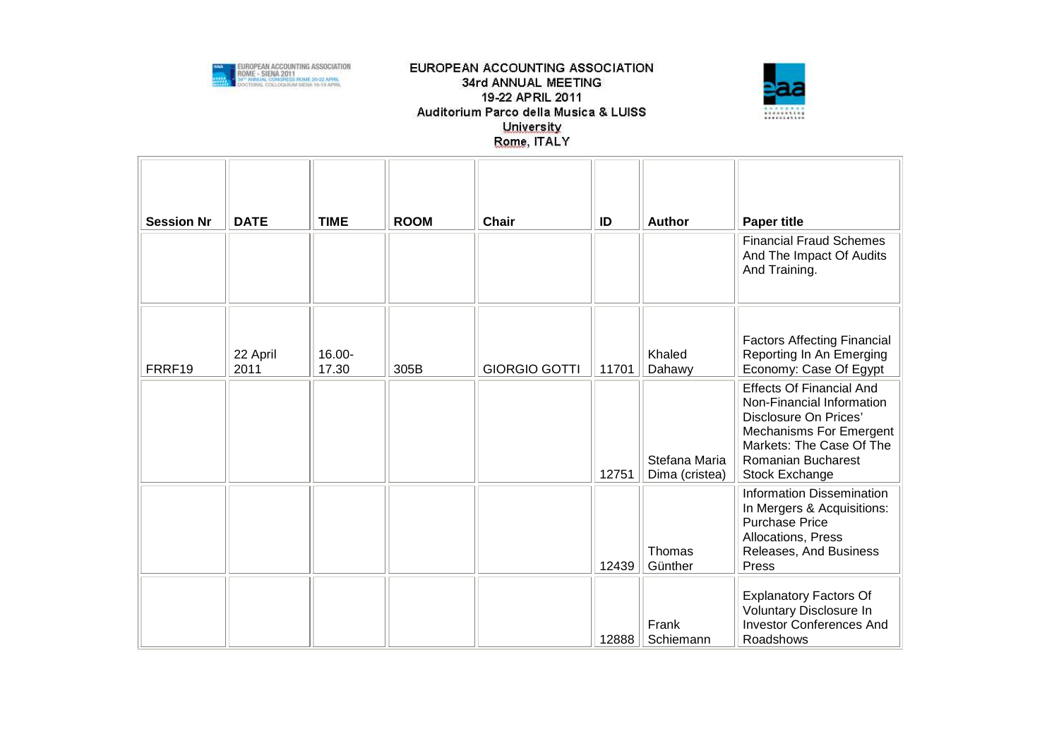EUROPEAN ACCOUNTING ASSOCIATION
34rd ANNUAL MEETING
19-22 APRIL 2011
Auditorium Parco della Musica & LUISS University
Rome, ITALY

| Session Nr | DATE | TIME | ROOM | Chair | ID | Author | Paper title |
|---|---|---|---|---|---|---|---|
| | | | | | | | Financial Fraud Schemes And The Impact Of Audits And Training. |
| FRRF19 | 22 April 2011 | 16.00-17.30 | 305B | GIORGIO GOTTI | 11701 | Khaled Dahawy | Factors Affecting Financial Reporting In An Emerging Economy: Case Of Egypt |
| | | | | | 12751 | Stefana Maria Dima (cristea) | Effects Of Financial And Non-Financial Information Disclosure On Prices' Mechanisms For Emergent Markets: The Case Of The Romanian Bucharest Stock Exchange |
| | | | | | 12439 | Thomas Günther | Information Dissemination In Mergers & Acquisitions: Purchase Price Allocations, Press Releases, And Business Press |
| | | | | | 12888 | Frank Schiemann | Explanatory Factors Of Voluntary Disclosure In Investor Conferences And Roadshows |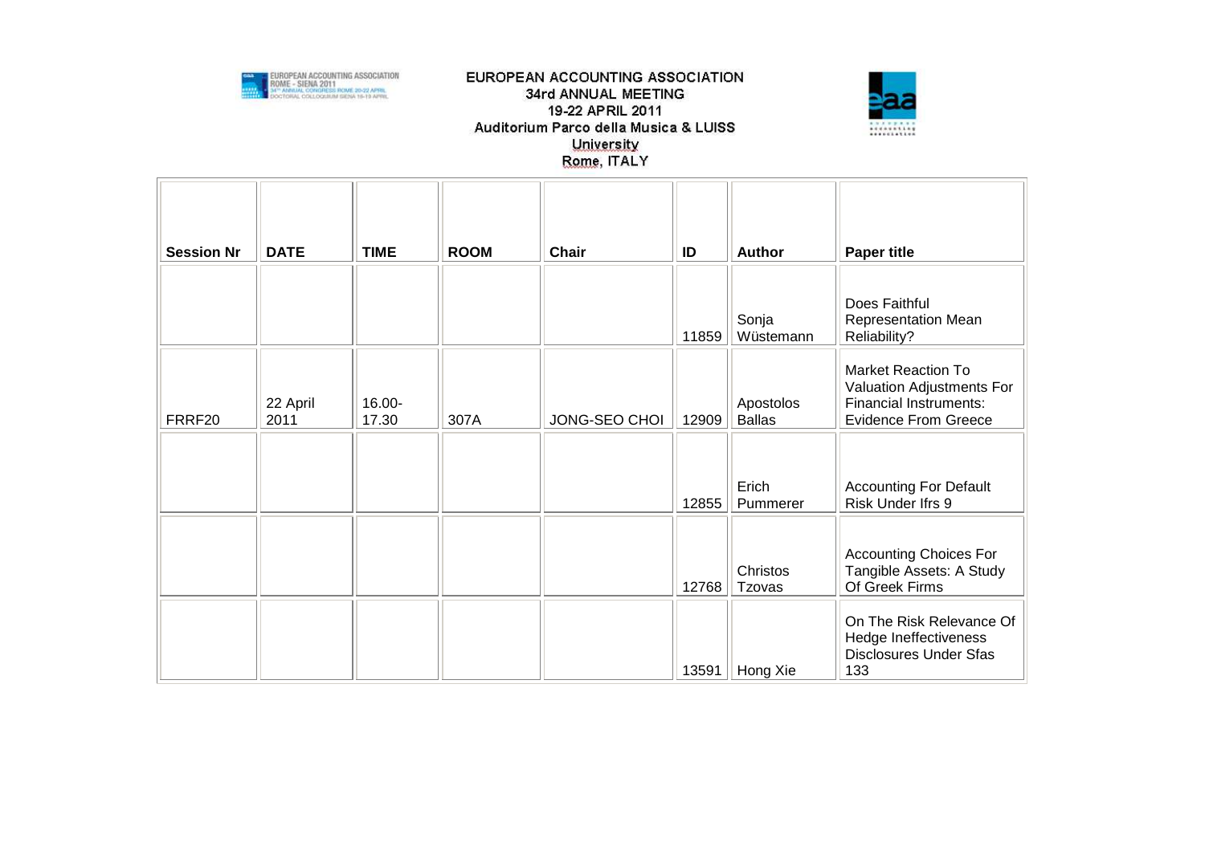| Session Nr | DATE | TIME | ROOM | Chair | ID | Author | Paper title |
|---|---|---|---|---|---|---|---|
| | | | | | 11859 | Sonja Wüstemann | Does Faithful Representation Mean Reliability? |
| FRRF20 | 22 April 2011 | 16.00-17.30 | 307A | JONG-SEO CHOI | 12909 | Apostolos Ballas | Market Reaction To Valuation Adjustments For Financial Instruments: Evidence From Greece |
| | | | | | 12855 | Erich Pummerer | Accounting For Default Risk Under Ifrs 9 |
| | | | | | 12768 | Christos Tzovas | Accounting Choices For Tangible Assets: A Study Of Greek Firms |
| | | | | | 13591 | Hong Xie | On The Risk Relevance Of Hedge Ineffectiveness Disclosures Under Sfas 133 |